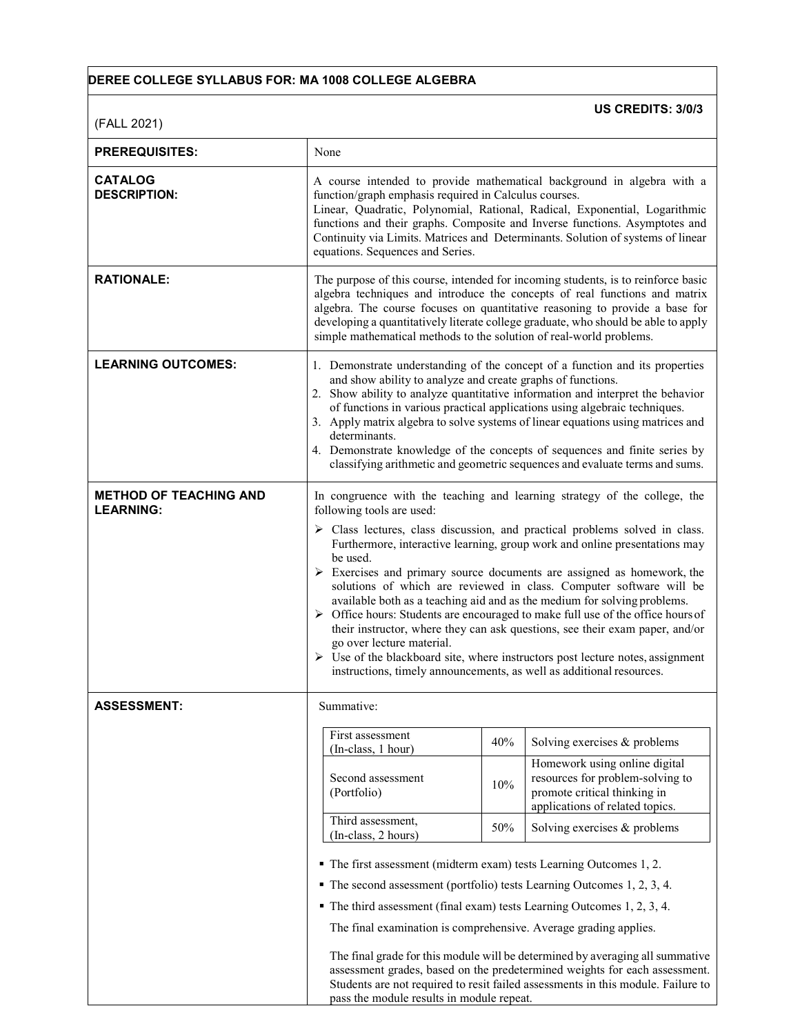# DEREE COLLEGE SYLLABUS FOR: MA 1008 COLLEGE ALGEBRA

(FALL 2021)

**US CREDITS: 3/0/3**

**PREREQUISITES:** None

**CATALOG DESCRIPTION:**

A course intended to provide mathematical background in algebra with a function/graph emphasis required in Calculus courses.
Linear, Quadratic, Polynomial, Rational, Radical, Exponential, Logarithmic functions and their graphs. Composite and Inverse functions. Asymptotes and Continuity via Limits. Matrices and Determinants. Solution of systems of linear equations. Sequences and Series.

**RATIONALE:**

The purpose of this course, intended for incoming students, is to reinforce basic algebra techniques and introduce the concepts of real functions and matrix algebra. The course focuses on quantitative reasoning to provide a base for developing a quantitatively literate college graduate, who should be able to apply simple mathematical methods to the solution of real-world problems.

**LEARNING OUTCOMES:**

1. Demonstrate understanding of the concept of a function and its properties and show ability to analyze and create graphs of functions.
2. Show ability to analyze quantitative information and interpret the behavior of functions in various practical applications using algebraic techniques.
3. Apply matrix algebra to solve systems of linear equations using matrices and determinants.
4. Demonstrate knowledge of the concepts of sequences and finite series by classifying arithmetic and geometric sequences and evaluate terms and sums.

**METHOD OF TEACHING AND LEARNING:**

In congruence with the teaching and learning strategy of the college, the following tools are used:

- Class lectures, class discussion, and practical problems solved in class. Furthermore, interactive learning, group work and online presentations may be used.
- Exercises and primary source documents are assigned as homework, the solutions of which are reviewed in class. Computer software will be available both as a teaching aid and as the medium for solving problems.
- Office hours: Students are encouraged to make full use of the office hours of their instructor, where they can ask questions, see their exam paper, and/or go over lecture material.
- Use of the blackboard site, where instructors post lecture notes, assignment instructions, timely announcements, as well as additional resources.

**ASSESSMENT:**

Summative:

| Assessment | Weight | Description |
|---|---|---|
| First assessment (In-class, 1 hour) | 40% | Solving exercises & problems |
| Second assessment (Portfolio) | 10% | Homework using online digital resources for problem-solving to promote critical thinking in applications of related topics. |
| Third assessment, (In-class, 2 hours) | 50% | Solving exercises & problems |

- The first assessment (midterm exam) tests Learning Outcomes 1, 2.
- The second assessment (portfolio) tests Learning Outcomes 1, 2, 3, 4.
- The third assessment (final exam) tests Learning Outcomes 1, 2, 3, 4.

The final examination is comprehensive. Average grading applies.

The final grade for this module will be determined by averaging all summative assessment grades, based on the predetermined weights for each assessment. Students are not required to resit failed assessments in this module. Failure to pass the module results in module repeat.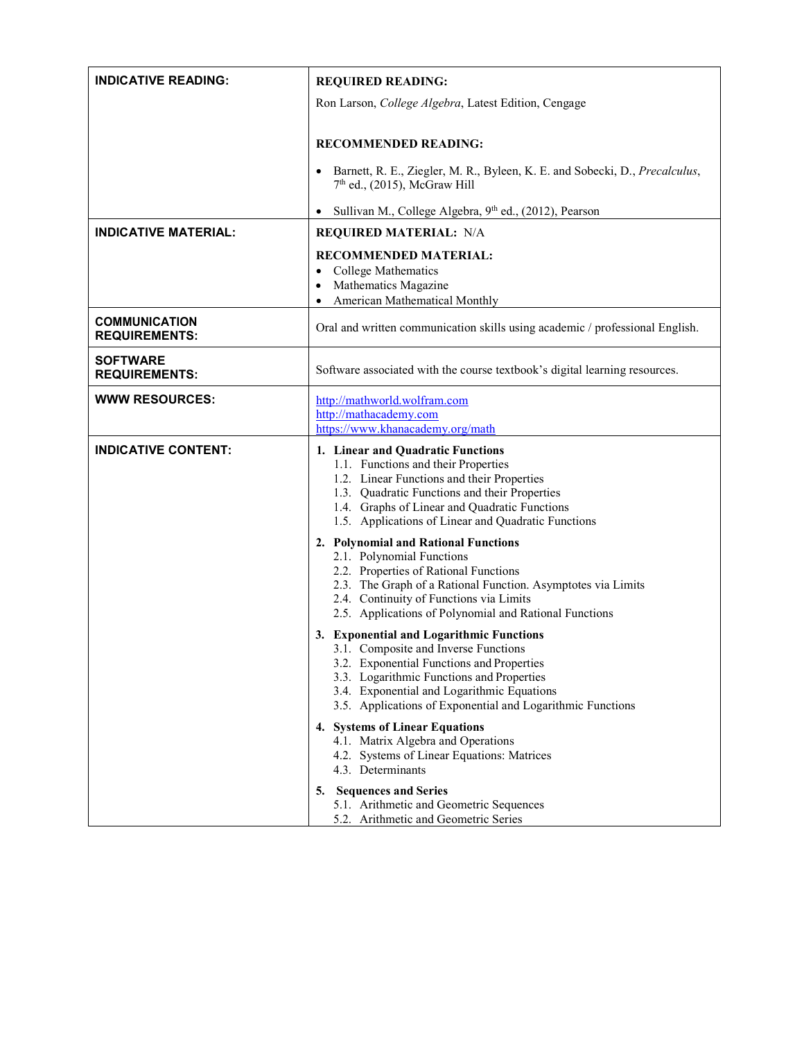| | |
|---|---|
| **INDICATIVE READING:** | **REQUIRED READING:**<br>Ron Larson, *College Algebra*, Latest Edition, Cengage<br><br>**RECOMMENDED READING:**<br>• Barnett, R. E., Ziegler, M. R., Byleen, K. E. and Sobecki, D., *Precalculus*, 7th ed., (2015), McGraw Hill<br>• Sullivan M., College Algebra, 9th ed., (2012), Pearson |
| **INDICATIVE MATERIAL:** | **REQUIRED MATERIAL:** N/A<br>**RECOMMENDED MATERIAL:**<br>• College Mathematics<br>• Mathematics Magazine<br>• American Mathematical Monthly |
| **COMMUNICATION REQUIREMENTS:** | Oral and written communication skills using academic / professional English. |
| **SOFTWARE REQUIREMENTS:** | Software associated with the course textbook's digital learning resources. |
| **WWW RESOURCES:** | http://mathworld.wolfram.com<br>http://mathacademy.com<br>https://www.khanacademy.org/math |
| **INDICATIVE CONTENT:** | **1. Linear and Quadratic Functions**<br>1.1. Functions and their Properties<br>1.2. Linear Functions and their Properties<br>1.3. Quadratic Functions and their Properties<br>1.4. Graphs of Linear and Quadratic Functions<br>1.5. Applications of Linear and Quadratic Functions<br><br>**2. Polynomial and Rational Functions**<br>2.1. Polynomial Functions<br>2.2. Properties of Rational Functions<br>2.3. The Graph of a Rational Function. Asymptotes via Limits<br>2.4. Continuity of Functions via Limits<br>2.5. Applications of Polynomial and Rational Functions<br><br>**3. Exponential and Logarithmic Functions**<br>3.1. Composite and Inverse Functions<br>3.2. Exponential Functions and Properties<br>3.3. Logarithmic Functions and Properties<br>3.4. Exponential and Logarithmic Equations<br>3.5. Applications of Exponential and Logarithmic Functions<br><br>**4. Systems of Linear Equations**<br>4.1. Matrix Algebra and Operations<br>4.2. Systems of Linear Equations: Matrices<br>4.3. Determinants<br><br>**5. Sequences and Series**<br>5.1. Arithmetic and Geometric Sequences<br>5.2. Arithmetic and Geometric Series |